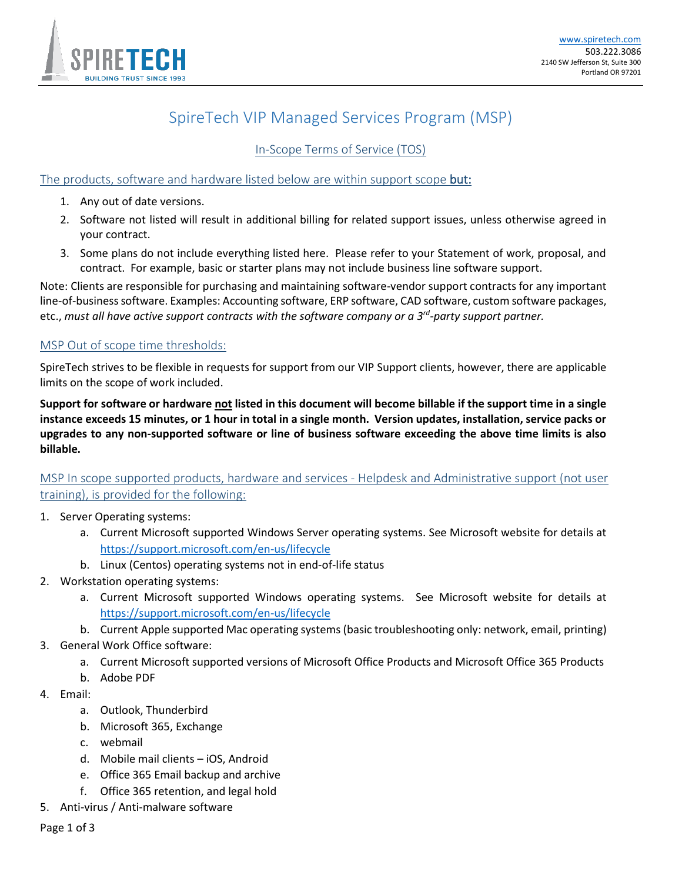SPIRETECH
BUILDING TRUST SINCE 1993

www.spiretech.com
503.222.3086
2140 SW Jefferson St, Suite 300
Portland OR 97201

# SpireTech VIP Managed Services Program (MSP)

## In-Scope Terms of Service (TOS)

### The products, software and hardware listed below are within support scope **but:**

1. Any out of date versions.
2. Software not listed will result in additional billing for related support issues, unless otherwise agreed in your contract.
3. Some plans do not include everything listed here. Please refer to your Statement of work, proposal, and contract. For example, basic or starter plans may not include business line software support.

Note: Clients are responsible for purchasing and maintaining software-vendor support contracts for any important line-of-business software. Examples: Accounting software, ERP software, CAD software, custom software packages, etc., *must all have active support contracts with the software company or a 3rd-party support partner.*

### MSP Out of scope time thresholds:

SpireTech strives to be flexible in requests for support from our VIP Support clients, however, there are applicable limits on the scope of work included.

**Support for software or hardware not listed in this document will become billable if the support time in a single instance exceeds 15 minutes, or 1 hour in total in a single month. Version updates, installation, service packs or upgrades to any non-supported software or line of business software exceeding the above time limits is also billable.**

### MSP In scope supported products, hardware and services - Helpdesk and Administrative support (not user training), is provided for the following:

1. Server Operating systems:
    a. Current Microsoft supported Windows Server operating systems. See Microsoft website for details at https://support.microsoft.com/en-us/lifecycle
    b. Linux (Centos) operating systems not in end-of-life status
2. Workstation operating systems:
    a. Current Microsoft supported Windows operating systems. See Microsoft website for details at https://support.microsoft.com/en-us/lifecycle
    b. Current Apple supported Mac operating systems (basic troubleshooting only: network, email, printing)
3. General Work Office software:
    a. Current Microsoft supported versions of Microsoft Office Products and Microsoft Office 365 Products
    b. Adobe PDF
4. Email:
    a. Outlook, Thunderbird
    b. Microsoft 365, Exchange
    c. webmail
    d. Mobile mail clients – iOS, Android
    e. Office 365 Email backup and archive
    f. Office 365 retention, and legal hold
5. Anti-virus / Anti-malware software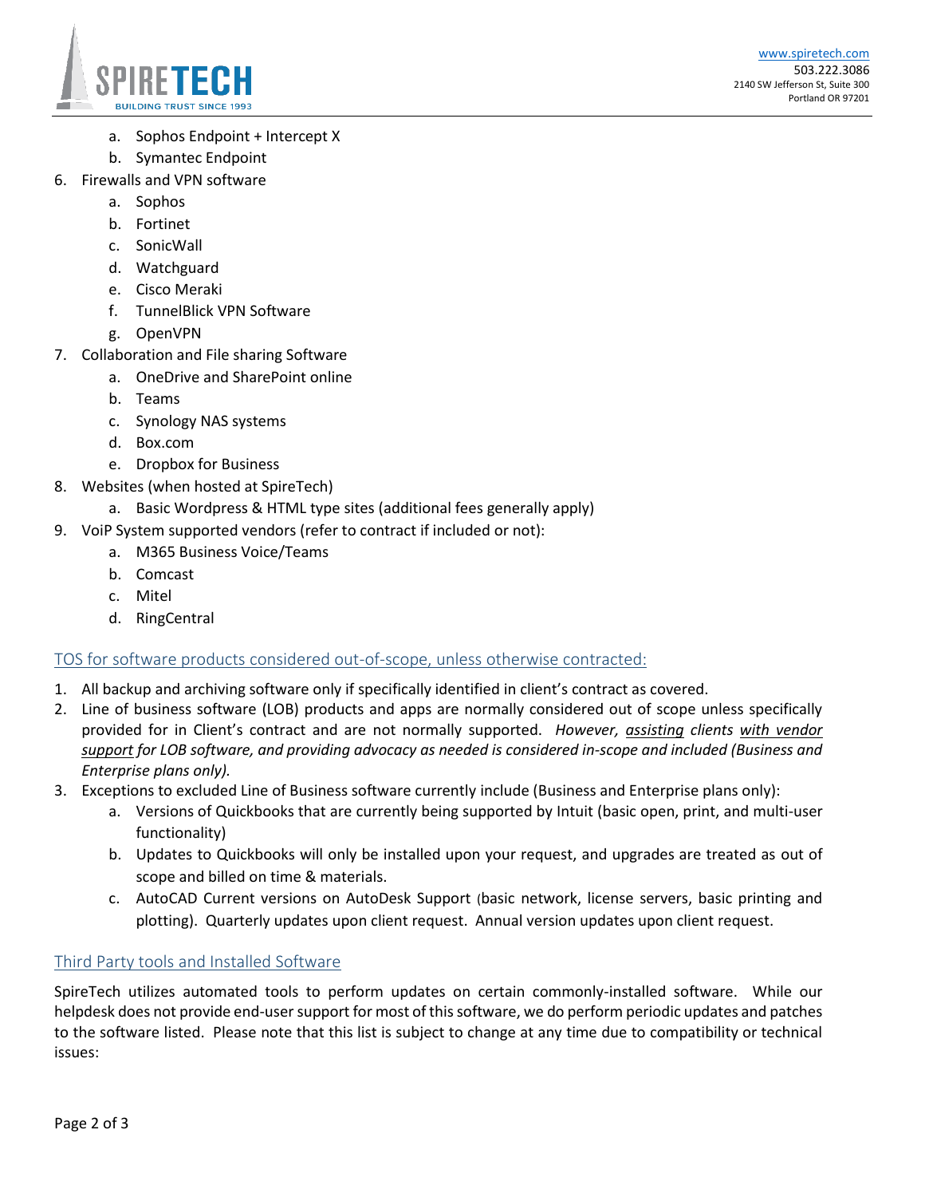a. Sophos Endpoint + Intercept X
   b. Symantec Endpoint
6. Firewalls and VPN software
   a. Sophos
   b. Fortinet
   c. SonicWall
   d. Watchguard
   e. Cisco Meraki
   f. TunnelBlick VPN Software
   g. OpenVPN
7. Collaboration and File sharing Software
   a. OneDrive and SharePoint online
   b. Teams
   c. Synology NAS systems
   d. Box.com
   e. Dropbox for Business
8. Websites (when hosted at SpireTech)
   a. Basic Wordpress & HTML type sites (additional fees generally apply)
9. VoiP System supported vendors (refer to contract if included or not):
   a. M365 Business Voice/Teams
   b. Comcast
   c. Mitel
   d. RingCentral

## TOS for software products considered out-of-scope, unless otherwise contracted:

1. All backup and archiving software only if specifically identified in client's contract as covered.
2. Line of business software (LOB) products and apps are normally considered out of scope unless specifically provided for in Client's contract and are not normally supported. *However, assisting clients with vendor support for LOB software, and providing advocacy as needed is considered in-scope and included (Business and Enterprise plans only).*
3. Exceptions to excluded Line of Business software currently include (Business and Enterprise plans only):
   a. Versions of Quickbooks that are currently being supported by Intuit (basic open, print, and multi-user functionality)
   b. Updates to Quickbooks will only be installed upon your request, and upgrades are treated as out of scope and billed on time & materials.
   c. AutoCAD Current versions on AutoDesk Support (basic network, license servers, basic printing and plotting). Quarterly updates upon client request. Annual version updates upon client request.

## Third Party tools and Installed Software

SpireTech utilizes automated tools to perform updates on certain commonly-installed software. While our helpdesk does not provide end-user support for most of this software, we do perform periodic updates and patches to the software listed. Please note that this list is subject to change at any time due to compatibility or technical issues: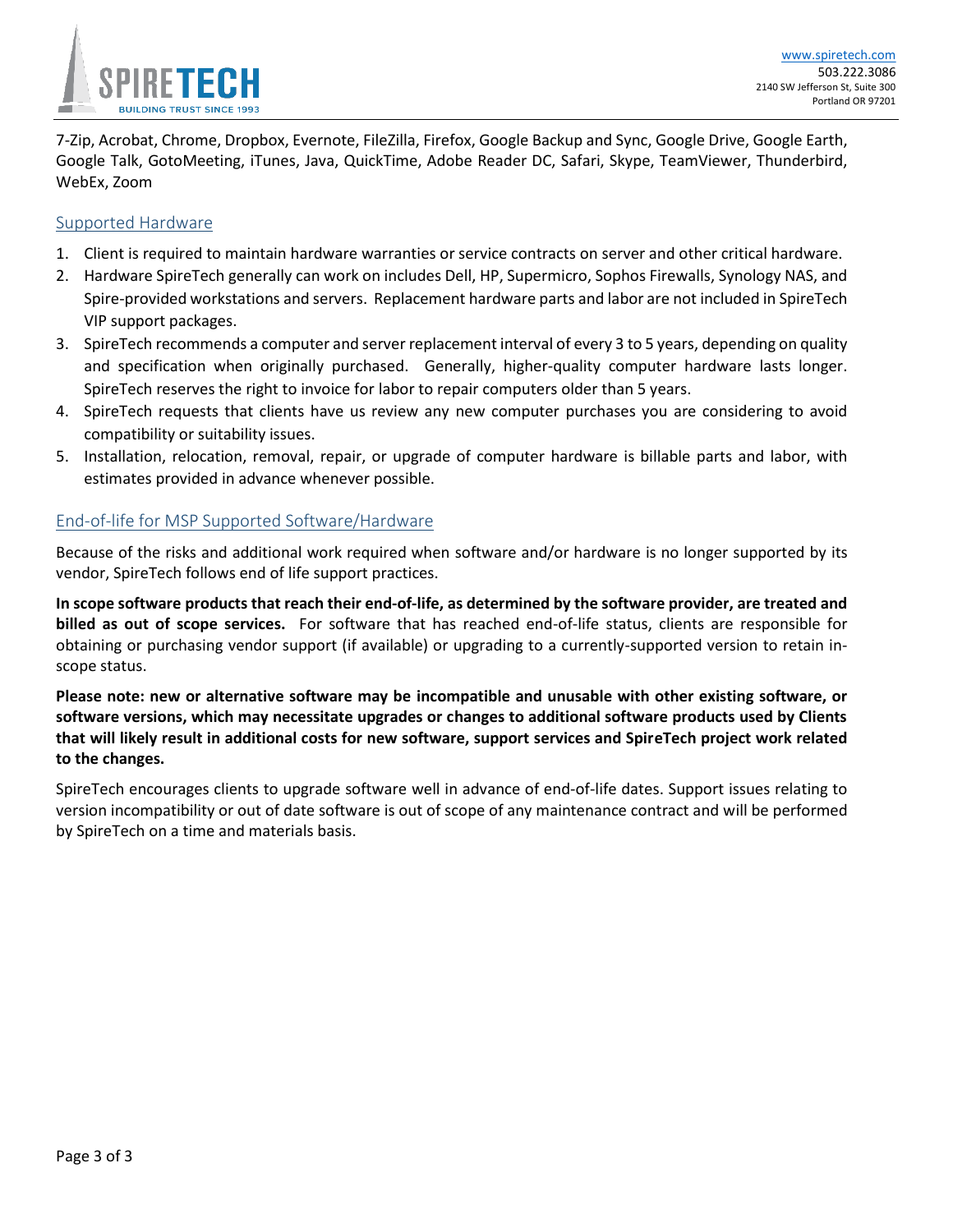7-Zip, Acrobat, Chrome, Dropbox, Evernote, FileZilla, Firefox, Google Backup and Sync, Google Drive, Google Earth, Google Talk, GotoMeeting, iTunes, Java, QuickTime, Adobe Reader DC, Safari, Skype, TeamViewer, Thunderbird, WebEx, Zoom

## Supported Hardware

1. Client is required to maintain hardware warranties or service contracts on server and other critical hardware.
2. Hardware SpireTech generally can work on includes Dell, HP, Supermicro, Sophos Firewalls, Synology NAS, and Spire-provided workstations and servers. Replacement hardware parts and labor are not included in SpireTech VIP support packages.
3. SpireTech recommends a computer and server replacement interval of every 3 to 5 years, depending on quality and specification when originally purchased. Generally, higher-quality computer hardware lasts longer. SpireTech reserves the right to invoice for labor to repair computers older than 5 years.
4. SpireTech requests that clients have us review any new computer purchases you are considering to avoid compatibility or suitability issues.
5. Installation, relocation, removal, repair, or upgrade of computer hardware is billable parts and labor, with estimates provided in advance whenever possible.

## End-of-life for MSP Supported Software/Hardware

Because of the risks and additional work required when software and/or hardware is no longer supported by its vendor, SpireTech follows end of life support practices.

**In scope software products that reach their end-of-life, as determined by the software provider, are treated and billed as out of scope services.** For software that has reached end-of-life status, clients are responsible for obtaining or purchasing vendor support (if available) or upgrading to a currently-supported version to retain in-scope status.

**Please note: new or alternative software may be incompatible and unusable with other existing software, or software versions, which may necessitate upgrades or changes to additional software products used by Clients that will likely result in additional costs for new software, support services and SpireTech project work related to the changes.**

SpireTech encourages clients to upgrade software well in advance of end-of-life dates. Support issues relating to version incompatibility or out of date software is out of scope of any maintenance contract and will be performed by SpireTech on a time and materials basis.